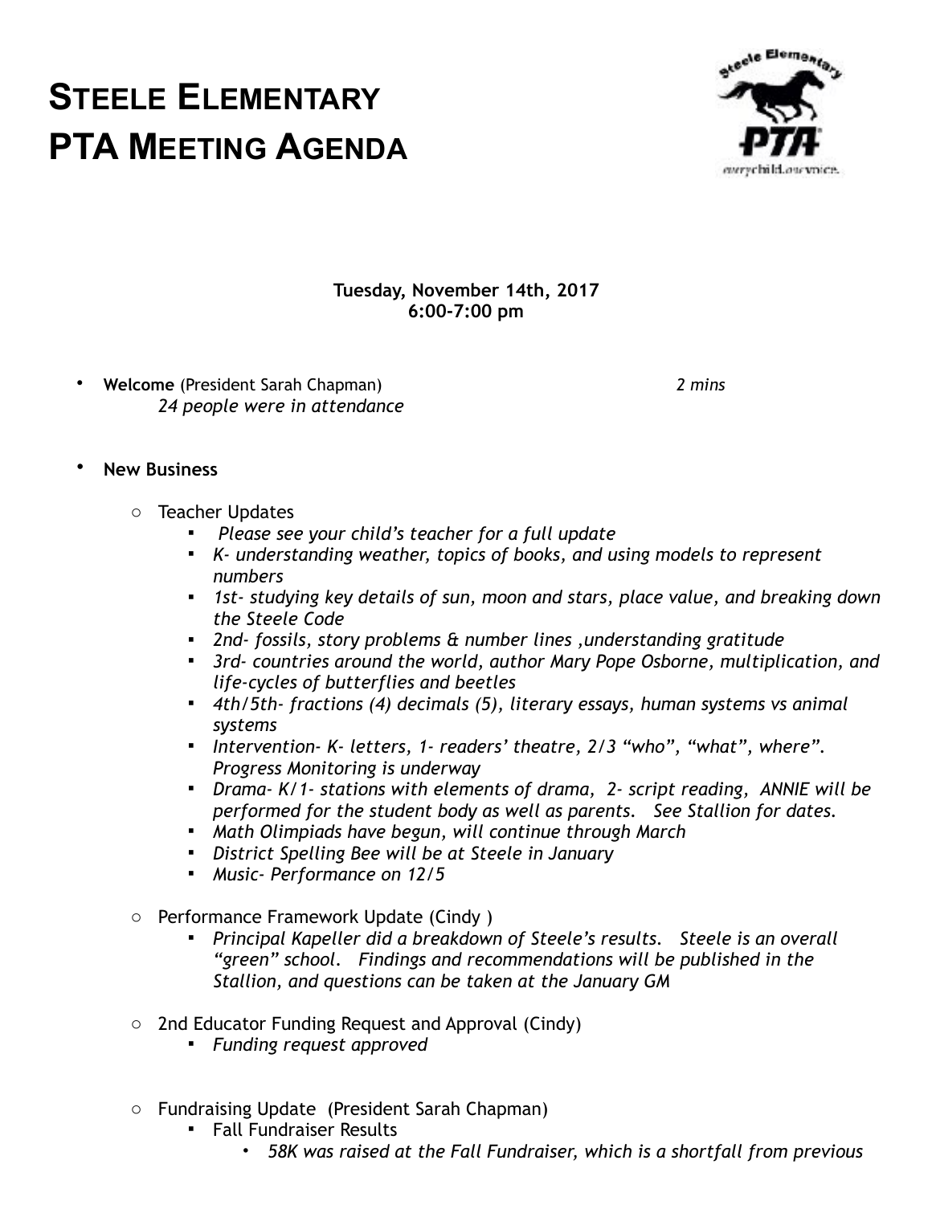# Steele Elementary PTA Meeting Agenda

**Tuesday, November 14th, 2017**
**6:00-7:00 pm**

- **Welcome** (President Sarah Chapman) *2 mins*
  *24 people were in attendance*

- **New Business**
  - Teacher Updates
    - *Please see your child's teacher for a full update*
    - *K- understanding weather, topics of books, and using models to represent numbers*
    - *1st- studying key details of sun, moon and stars, place value, and breaking down the Steele Code*
    - *2nd- fossils, story problems & number lines ,understanding gratitude*
    - *3rd- countries around the world, author Mary Pope Osborne, multiplication, and life-cycles of butterflies and beetles*
    - *4th/5th- fractions (4) decimals (5), literary essays, human systems vs animal systems*
    - *Intervention- K- letters, 1- readers' theatre, 2/3 "who", "what", where". Progress Monitoring is underway*
    - *Drama- K/1- stations with elements of drama, 2- script reading, ANNIE will be performed for the student body as well as parents. See Stallion for dates.*
    - *Math Olimpiads have begun, will continue through March*
    - *District Spelling Bee will be at Steele in January*
    - *Music- Performance on 12/5*
  - Performance Framework Update (Cindy )
    - *Principal Kapeller did a breakdown of Steele's results. Steele is an overall "green" school. Findings and recommendations will be published in the Stallion, and questions can be taken at the January GM*
  - 2nd Educator Funding Request and Approval (Cindy)
    - *Funding request approved*
  - Fundraising Update (President Sarah Chapman)
    - Fall Fundraiser Results
      - *58K was raised at the Fall Fundraiser, which is a shortfall from previous*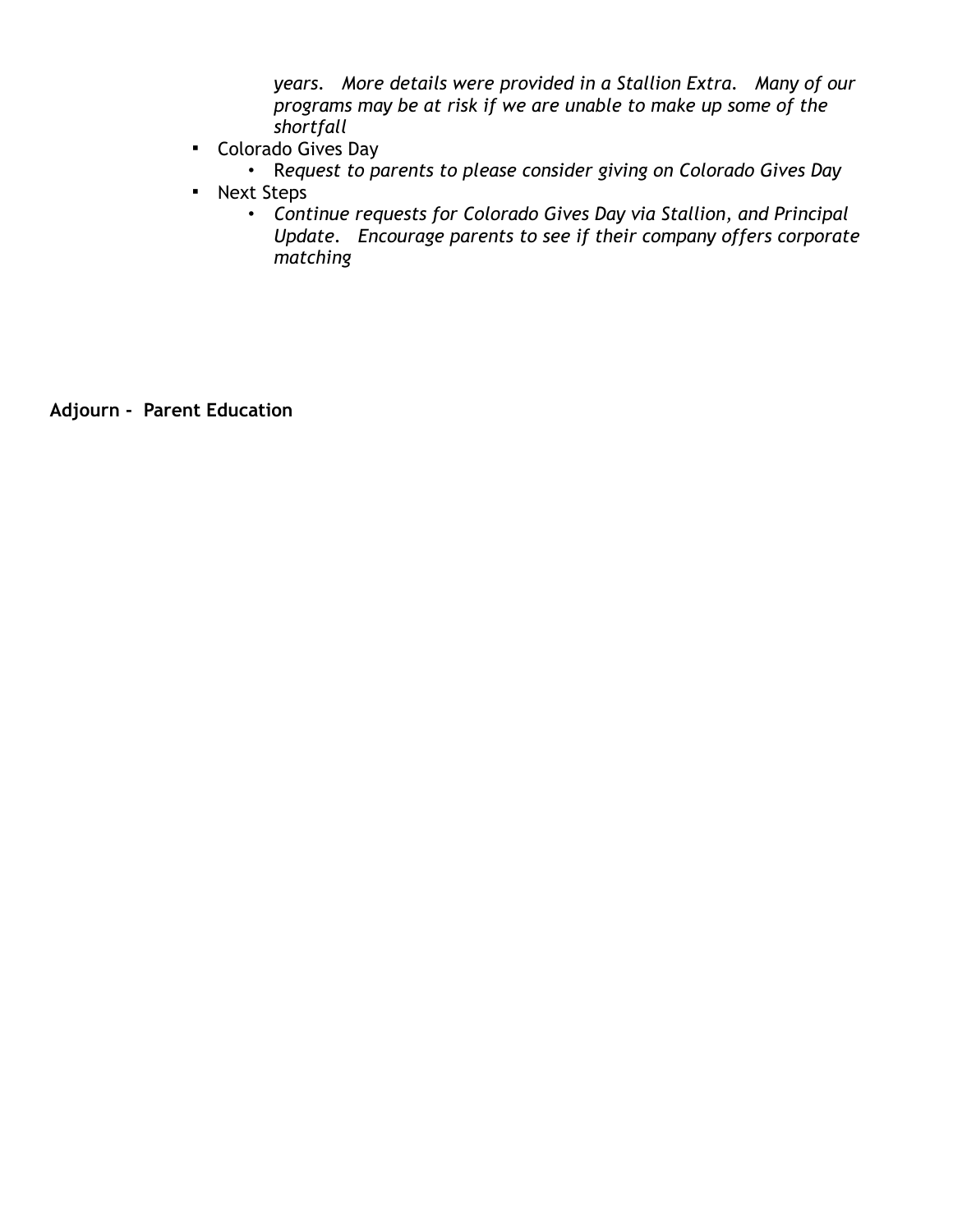- *years. More details were provided in a Stallion Extra. Many of our programs may be at risk if we are unable to make up some of the shortfall*
- Colorado Gives Day
    - R*equest to parents to please consider giving on Colorado Gives Day*
- Next Steps
    - *Continue requests for Colorado Gives Day via Stallion, and Principal Update. Encourage parents to see if their company offers corporate matching*

**Adjourn - Parent Education**